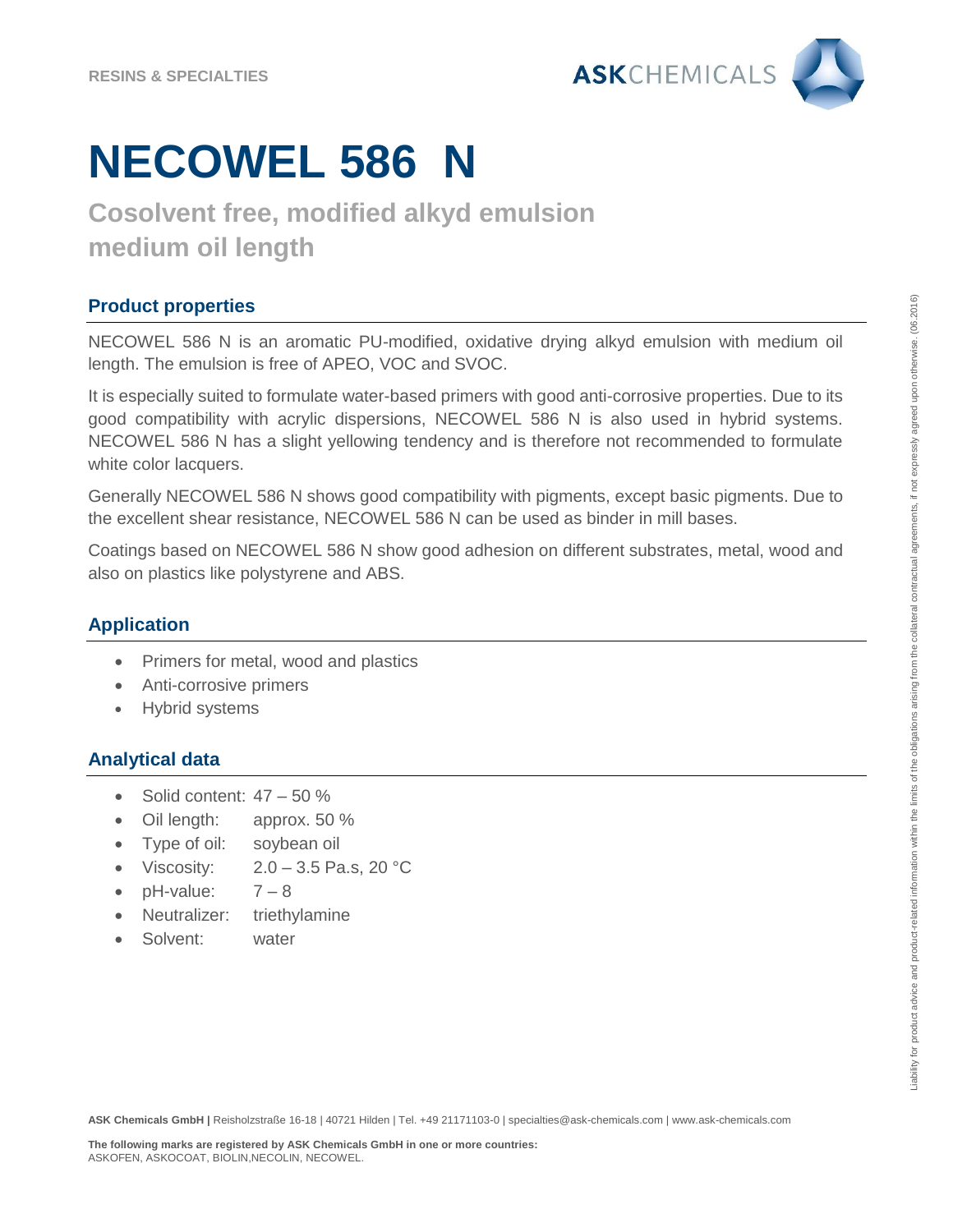RESINS & SPECIALTIES

# NECOWEL 586 N

## Cosolvent free, modified alkyd emulsion medium oil length

### Product properties

NECOWEL 586 N is an aromatic PU-modified, oxidative drying alkyd emulsion with medium oil length. The emulsion is free of APEO, VOC and SVOC.

It is especially suited to formulate water-based primers with good anti-corrosive properties. Due to its good compatibility with acrylic dispersions, NECOWEL 586 N is also used in hybrid systems. NECOWEL 586 N has a slight yellowing tendency and is therefore not recommended to formulate white color lacquers.

Generally NECOWEL 586 N shows good compatibility with pigments, except basic pigments. Due to the excellent shear resistance, NECOWEL 586 N can be used as binder in mill bases.

Coatings based on NECOWEL 586 N show good adhesion on different substrates, metal, wood and also on plastics like polystyrene and ABS.

### Application

- Primers for metal, wood and plastics
- Anti-corrosive primers
- Hybrid systems

### Analytical data

- Solid content: 47 – 50 %
- Oil length: approx. 50 %
- Type of oil: soybean oil
- Viscosity: 2.0 – 3.5 Pa.s, 20 °C
- pH-value: 7 – 8
- Neutralizer: triethylamine
- Solvent: water

Liability for product advice and product-related information within the limits of the obligations arising from the collateral contractual agreements, if not expressly agreed upon otherwise. (06.2016)

**ASK Chemicals GmbH |** Reisholzstraße 16-18 | 40721 Hilden | Tel. +49 21171103-0 | specialties@ask-chemicals.com | www.ask-chemicals.com

**The following marks are registered by ASK Chemicals GmbH in one or more countries:**
ASKOFEN, ASKOCOAT, BIOLIN,NECOLIN, NECOWEL.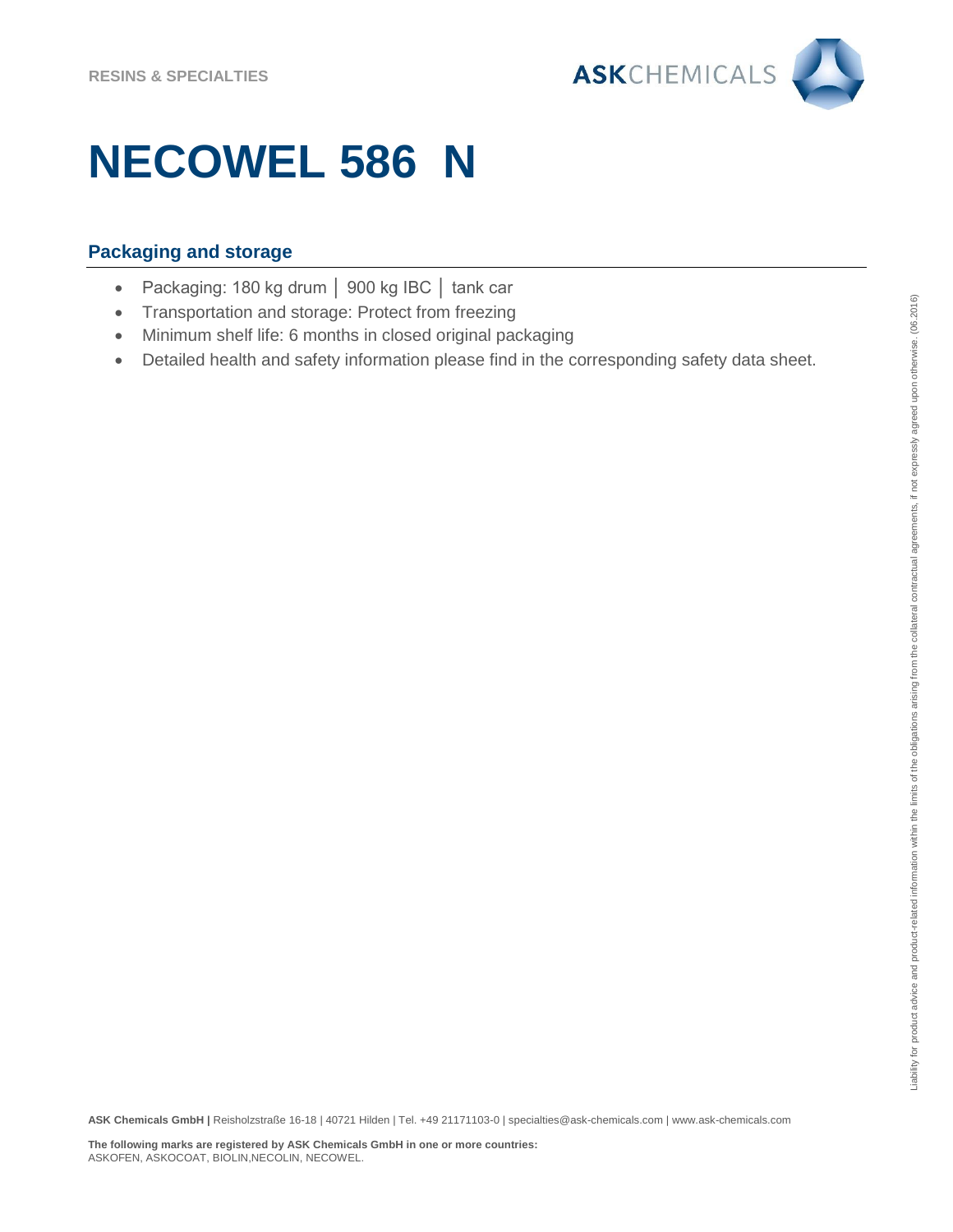# NECOWEL 586 N

## Packaging and storage

- Packaging: 180 kg drum │ 900 kg IBC │ tank car
- Transportation and storage: Protect from freezing
- Minimum shelf life: 6 months in closed original packaging
- Detailed health and safety information please find in the corresponding safety data sheet.

Liability for product advice and product-related information within the limits of the obligations arising from the collateral contractual agreements, if not expressly agreed upon otherwise. (06.2016)

**ASK Chemicals GmbH |** Reisholzstraße 16-18 | 40721 Hilden | Tel. +49 21171103-0 | specialties@ask-chemicals.com | www.ask-chemicals.com

**The following marks are registered by ASK Chemicals GmbH in one or more countries:**
ASKOFEN, ASKOCOAT, BIOLIN,NECOLIN, NECOWEL.